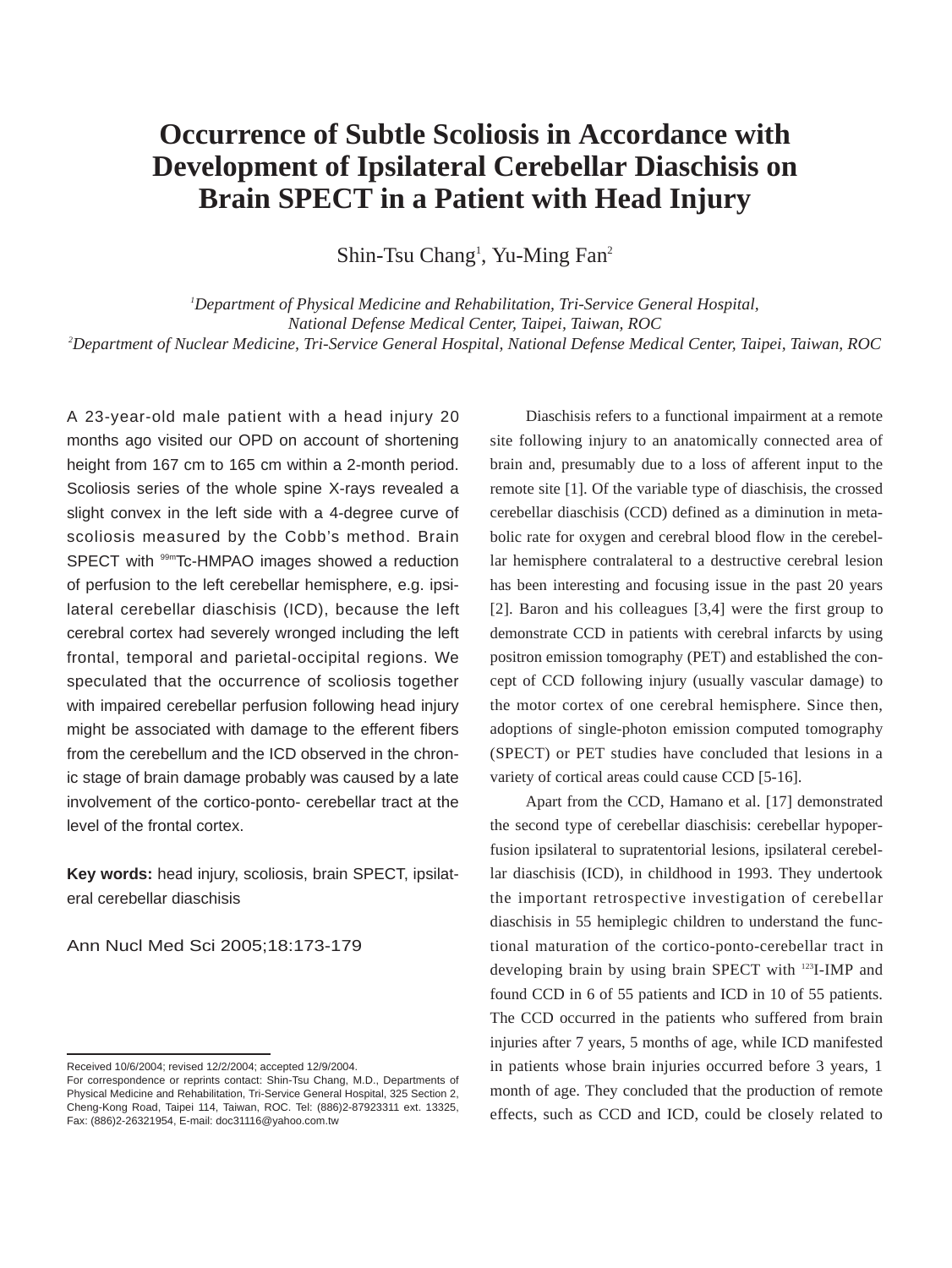# Occurrence of Subtle Scoliosis in Accordance with Development of Ipsilateral Cerebellar Diaschisis on Brain SPECT in a Patient with Head Injury

Shin-Tsu Chang[1], Yu-Ming Fan[2]

*[1]Department of Physical Medicine and Rehabilitation, Tri-Service General Hospital, National Defense Medical Center, Taipei, Taiwan, ROC*
*[2]Department of Nuclear Medicine, Tri-Service General Hospital, National Defense Medical Center, Taipei, Taiwan, ROC*

A 23-year-old male patient with a head injury 20 months ago visited our OPD on account of shortening height from 167 cm to 165 cm within a 2-month period. Scoliosis series of the whole spine X-rays revealed a slight convex in the left side with a 4-degree curve of scoliosis measured by the Cobb's method. Brain SPECT with $^{99m}$Tc-HMPAO images showed a reduction of perfusion to the left cerebellar hemisphere, e.g. ipsilateral cerebellar diaschisis (ICD), because the left cerebral cortex had severely wronged including the left frontal, temporal and parietal-occipital regions. We speculated that the occurrence of scoliosis together with impaired cerebellar perfusion following head injury might be associated with damage to the efferent fibers from the cerebellum and the ICD observed in the chronic stage of brain damage probably was caused by a late involvement of the cortico-ponto- cerebellar tract at the level of the frontal cortex.

**Key words:** head injury, scoliosis, brain SPECT, ipsilateral cerebellar diaschisis

Ann Nucl Med Sci 2005;18:173-179

Received 10/6/2004; revised 12/2/2004; accepted 12/9/2004.
For correspondence or reprints contact: Shin-Tsu Chang, M.D., Departments of Physical Medicine and Rehabilitation, Tri-Service General Hospital, 325 Section 2, Cheng-Kong Road, Taipei 114, Taiwan, ROC. Tel: (886)2-87923311 ext. 13325, Fax: (886)2-26321954, E-mail: doc31116@yahoo.com.tw

Diaschisis refers to a functional impairment at a remote site following injury to an anatomically connected area of brain and, presumably due to a loss of afferent input to the remote site [1]. Of the variable type of diaschisis, the crossed cerebellar diaschisis (CCD) defined as a diminution in metabolic rate for oxygen and cerebral blood flow in the cerebellar hemisphere contralateral to a destructive cerebral lesion has been interesting and focusing issue in the past 20 years [2]. Baron and his colleagues [3,4] were the first group to demonstrate CCD in patients with cerebral infarcts by using positron emission tomography (PET) and established the concept of CCD following injury (usually vascular damage) to the motor cortex of one cerebral hemisphere. Since then, adoptions of single-photon emission computed tomography (SPECT) or PET studies have concluded that lesions in a variety of cortical areas could cause CCD [5-16].

Apart from the CCD, Hamano et al. [17] demonstrated the second type of cerebellar diaschisis: cerebellar hypoperfusion ipsilateral to supratentorial lesions, ipsilateral cerebellar diaschisis (ICD), in childhood in 1993. They undertook the important retrospective investigation of cerebellar diaschisis in 55 hemiplegic children to understand the functional maturation of the cortico-ponto-cerebellar tract in developing brain by using brain SPECT with $^{123}$I-IMP and found CCD in 6 of 55 patients and ICD in 10 of 55 patients. The CCD occurred in the patients who suffered from brain injuries after 7 years, 5 months of age, while ICD manifested in patients whose brain injuries occurred before 3 years, 1 month of age. They concluded that the production of remote effects, such as CCD and ICD, could be closely related to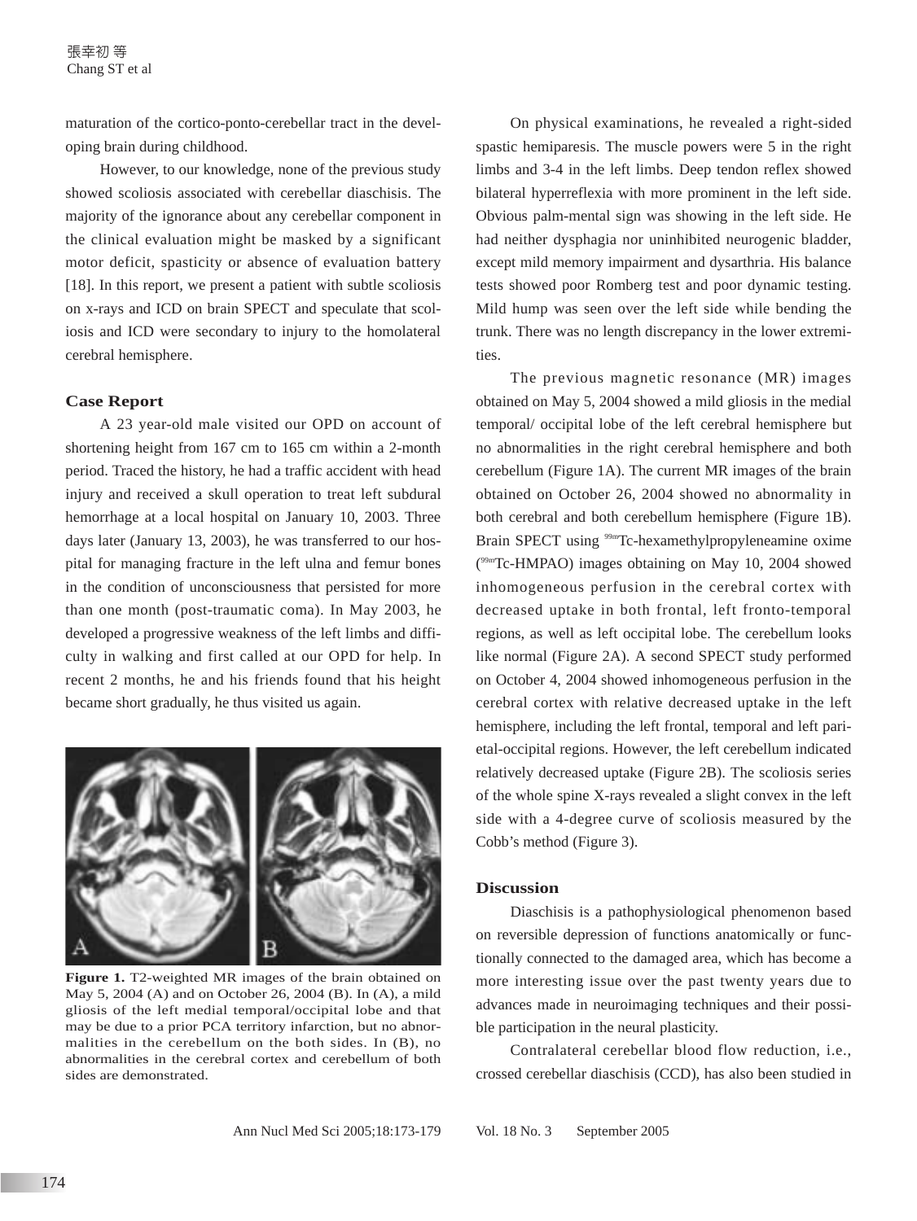maturation of the cortico-ponto-cerebellar tract in the developing brain during childhood.

However, to our knowledge, none of the previous study showed scoliosis associated with cerebellar diaschisis. The majority of the ignorance about any cerebellar component in the clinical evaluation might be masked by a significant motor deficit, spasticity or absence of evaluation battery [18]. In this report, we present a patient with subtle scoliosis on x-rays and ICD on brain SPECT and speculate that scoliosis and ICD were secondary to injury to the homolateral cerebral hemisphere.

## Case Report

A 23 year-old male visited our OPD on account of shortening height from 167 cm to 165 cm within a 2-month period. Traced the history, he had a traffic accident with head injury and received a skull operation to treat left subdural hemorrhage at a local hospital on January 10, 2003. Three days later (January 13, 2003), he was transferred to our hospital for managing fracture in the left ulna and femur bones in the condition of unconsciousness that persisted for more than one month (post-traumatic coma). In May 2003, he developed a progressive weakness of the left limbs and difficulty in walking and first called at our OPD for help. In recent 2 months, he and his friends found that his height became short gradually, he thus visited us again.

A B

**Figure 1.** T2-weighted MR images of the brain obtained on May 5, 2004 (A) and on October 26, 2004 (B). In (A), a mild gliosis of the left medial temporal/occipital lobe and that may be due to a prior PCA territory infarction, but no abnormalities in the cerebellum on the both sides. In (B), no abnormalities in the cerebral cortex and cerebellum of both sides are demonstrated.

On physical examinations, he revealed a right-sided spastic hemiparesis. The muscle powers were 5 in the right limbs and 3-4 in the left limbs. Deep tendon reflex showed bilateral hyperreflexia with more prominent in the left side. Obvious palm-mental sign was showing in the left side. He had neither dysphagia nor uninhibited neurogenic bladder, except mild memory impairment and dysarthria. His balance tests showed poor Romberg test and poor dynamic testing. Mild hump was seen over the left side while bending the trunk. There was no length discrepancy in the lower extremities.

The previous magnetic resonance (MR) images obtained on May 5, 2004 showed a mild gliosis in the medial temporal/ occipital lobe of the left cerebral hemisphere but no abnormalities in the right cerebral hemisphere and both cerebellum (Figure 1A). The current MR images of the brain obtained on October 26, 2004 showed no abnormality in both cerebral and both cerebellum hemisphere (Figure 1B). Brain SPECT using $^{99m}$Tc-hexamethylpropyleneamine oxime ($^{99m}$Tc-HMPAO) images obtaining on May 10, 2004 showed inhomogeneous perfusion in the cerebral cortex with decreased uptake in both frontal, left fronto-temporal regions, as well as left occipital lobe. The cerebellum looks like normal (Figure 2A). A second SPECT study performed on October 4, 2004 showed inhomogeneous perfusion in the cerebral cortex with relative decreased uptake in the left hemisphere, including the left frontal, temporal and left parietal-occipital regions. However, the left cerebellum indicated relatively decreased uptake (Figure 2B). The scoliosis series of the whole spine X-rays revealed a slight convex in the left side with a 4-degree curve of scoliosis measured by the Cobb's method (Figure 3).

## Discussion

Diaschisis is a pathophysiological phenomenon based on reversible depression of functions anatomically or functionally connected to the damaged area, which has become a more interesting issue over the past twenty years due to advances made in neuroimaging techniques and their possible participation in the neural plasticity.

Contralateral cerebellar blood flow reduction, i.e., crossed cerebellar diaschisis (CCD), has also been studied in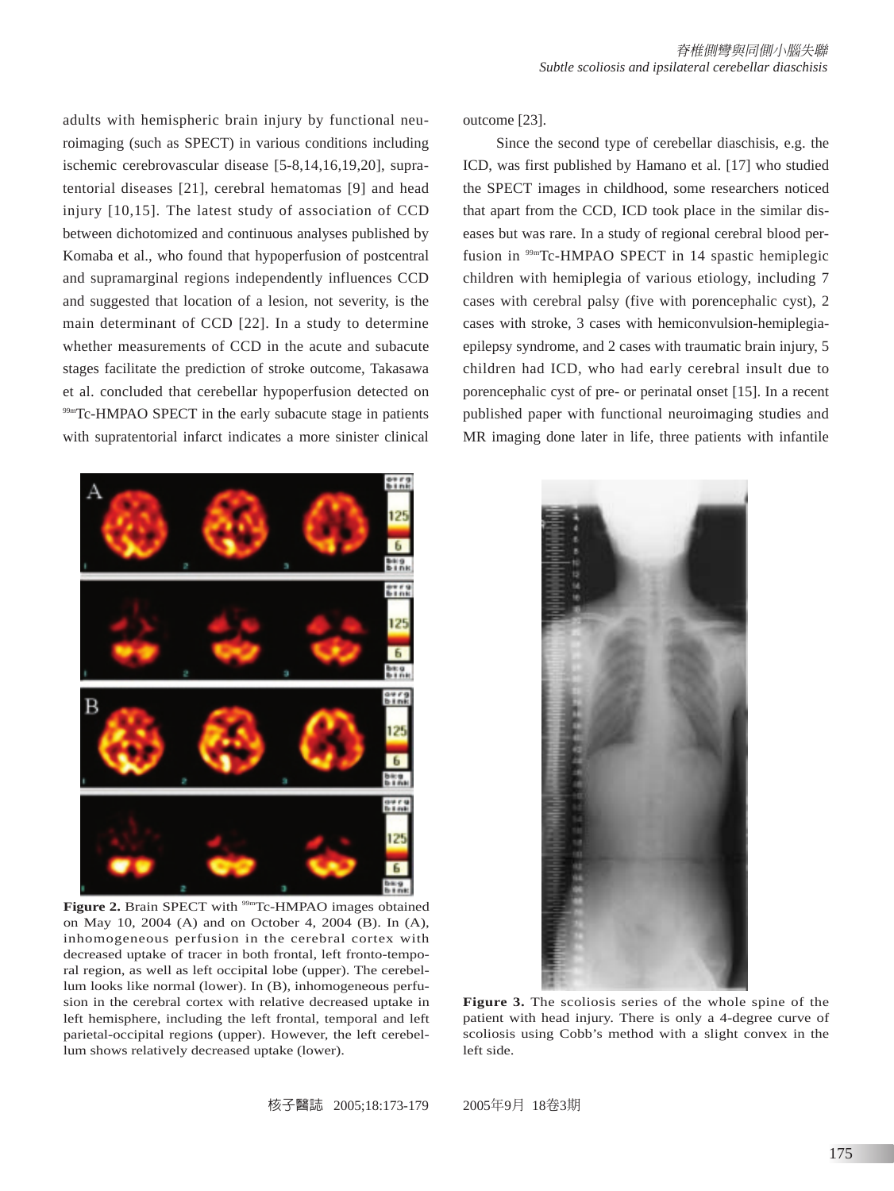adults with hemispheric brain injury by functional neuroimaging (such as SPECT) in various conditions including ischemic cerebrovascular disease [5-8,14,16,19,20], supratentorial diseases [21], cerebral hematomas [9] and head injury [10,15]. The latest study of association of CCD between dichotomized and continuous analyses published by Komaba et al., who found that hypoperfusion of postcentral and supramarginal regions independently influences CCD and suggested that location of a lesion, not severity, is the main determinant of CCD [22]. In a study to determine whether measurements of CCD in the acute and subacute stages facilitate the prediction of stroke outcome, Takasawa et al. concluded that cerebellar hypoperfusion detected on $^{99m}$Tc-HMPAO SPECT in the early subacute stage in patients with supratentorial infarct indicates a more sinister clinical outcome [23].

Since the second type of cerebellar diaschisis, e.g. the ICD, was first published by Hamano et al. [17] who studied the SPECT images in childhood, some researchers noticed that apart from the CCD, ICD took place in the similar diseases but was rare. In a study of regional cerebral blood perfusion in $^{99m}$Tc-HMPAO SPECT in 14 spastic hemiplegic children with hemiplegia of various etiology, including 7 cases with cerebral palsy (five with porencephalic cyst), 2 cases with stroke, 3 cases with hemiconvulsion-hemiplegia-epilepsy syndrome, and 2 cases with traumatic brain injury, 5 children had ICD, who had early cerebral insult due to porencephalic cyst of pre- or perinatal onset [15]. In a recent published paper with functional neuroimaging studies and MR imaging done later in life, three patients with infantile

**Figure 2.** Brain SPECT with $^{99m}$Tc-HMPAO images obtained on May 10, 2004 (A) and on October 4, 2004 (B). In (A), inhomogeneous perfusion in the cerebral cortex with decreased uptake of tracer in both frontal, left fronto-temporal region, as well as left occipital lobe (upper). The cerebellum looks like normal (lower). In (B), inhomogeneous perfusion in the cerebral cortex with relative decreased uptake in left hemisphere, including the left frontal, temporal and left parietal-occipital regions (upper). However, the left cerebellum shows relatively decreased uptake (lower).

**Figure 3.** The scoliosis series of the whole spine of the patient with head injury. There is only a 4-degree curve of scoliosis using Cobb's method with a slight convex in the left side.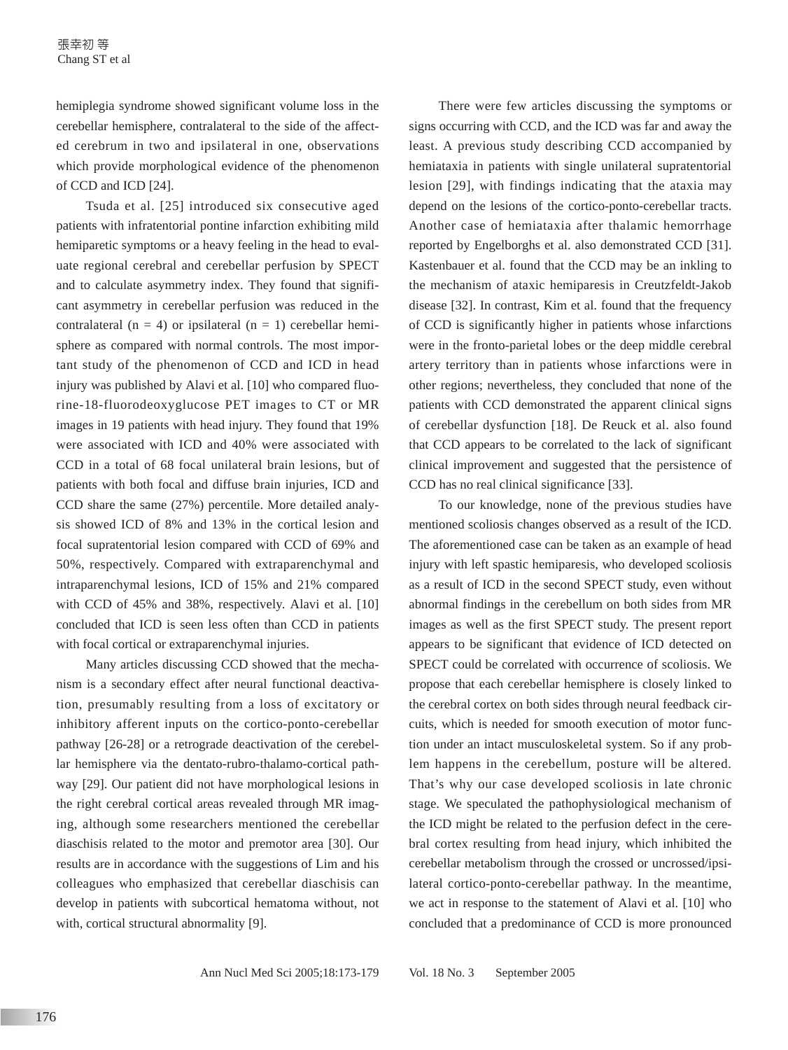hemiplegia syndrome showed significant volume loss in the cerebellar hemisphere, contralateral to the side of the affected cerebrum in two and ipsilateral in one, observations which provide morphological evidence of the phenomenon of CCD and ICD [24].

Tsuda et al. [25] introduced six consecutive aged patients with infratentorial pontine infarction exhibiting mild hemiparetic symptoms or a heavy feeling in the head to evaluate regional cerebral and cerebellar perfusion by SPECT and to calculate asymmetry index. They found that significant asymmetry in cerebellar perfusion was reduced in the contralateral ($n = 4$) or ipsilateral ($n = 1$) cerebellar hemisphere as compared with normal controls. The most important study of the phenomenon of CCD and ICD in head injury was published by Alavi et al. [10] who compared fluorine-18-fluorodeoxyglucose PET images to CT or MR images in 19 patients with head injury. They found that 19% were associated with ICD and 40% were associated with CCD in a total of 68 focal unilateral brain lesions, but of patients with both focal and diffuse brain injuries, ICD and CCD share the same (27%) percentile. More detailed analysis showed ICD of 8% and 13% in the cortical lesion and focal supratentorial lesion compared with CCD of 69% and 50%, respectively. Compared with extraparenchymal and intraparenchymal lesions, ICD of 15% and 21% compared with CCD of 45% and 38%, respectively. Alavi et al. [10] concluded that ICD is seen less often than CCD in patients with focal cortical or extraparenchymal injuries.

Many articles discussing CCD showed that the mechanism is a secondary effect after neural functional deactivation, presumably resulting from a loss of excitatory or inhibitory afferent inputs on the cortico-ponto-cerebellar pathway [26-28] or a retrograde deactivation of the cerebellar hemisphere via the dentato-rubro-thalamo-cortical pathway [29]. Our patient did not have morphological lesions in the right cerebral cortical areas revealed through MR imaging, although some researchers mentioned the cerebellar diaschisis related to the motor and premotor area [30]. Our results are in accordance with the suggestions of Lim and his colleagues who emphasized that cerebellar diaschisis can develop in patients with subcortical hematoma without, not with, cortical structural abnormality [9].

There were few articles discussing the symptoms or signs occurring with CCD, and the ICD was far and away the least. A previous study describing CCD accompanied by hemiataxia in patients with single unilateral supratentorial lesion [29], with findings indicating that the ataxia may depend on the lesions of the cortico-ponto-cerebellar tracts. Another case of hemiataxia after thalamic hemorrhage reported by Engelborghs et al. also demonstrated CCD [31]. Kastenbauer et al. found that the CCD may be an inkling to the mechanism of ataxic hemiparesis in Creutzfeldt-Jakob disease [32]. In contrast, Kim et al. found that the frequency of CCD is significantly higher in patients whose infarctions were in the fronto-parietal lobes or the deep middle cerebral artery territory than in patients whose infarctions were in other regions; nevertheless, they concluded that none of the patients with CCD demonstrated the apparent clinical signs of cerebellar dysfunction [18]. De Reuck et al. also found that CCD appears to be correlated to the lack of significant clinical improvement and suggested that the persistence of CCD has no real clinical significance [33].

To our knowledge, none of the previous studies have mentioned scoliosis changes observed as a result of the ICD. The aforementioned case can be taken as an example of head injury with left spastic hemiparesis, who developed scoliosis as a result of ICD in the second SPECT study, even without abnormal findings in the cerebellum on both sides from MR images as well as the first SPECT study. The present report appears to be significant that evidence of ICD detected on SPECT could be correlated with occurrence of scoliosis. We propose that each cerebellar hemisphere is closely linked to the cerebral cortex on both sides through neural feedback circuits, which is needed for smooth execution of motor function under an intact musculoskeletal system. So if any problem happens in the cerebellum, posture will be altered. That's why our case developed scoliosis in late chronic stage. We speculated the pathophysiological mechanism of the ICD might be related to the perfusion defect in the cerebral cortex resulting from head injury, which inhibited the cerebellar metabolism through the crossed or uncrossed/ipsilateral cortico-ponto-cerebellar pathway. In the meantime, we act in response to the statement of Alavi et al. [10] who concluded that a predominance of CCD is more pronounced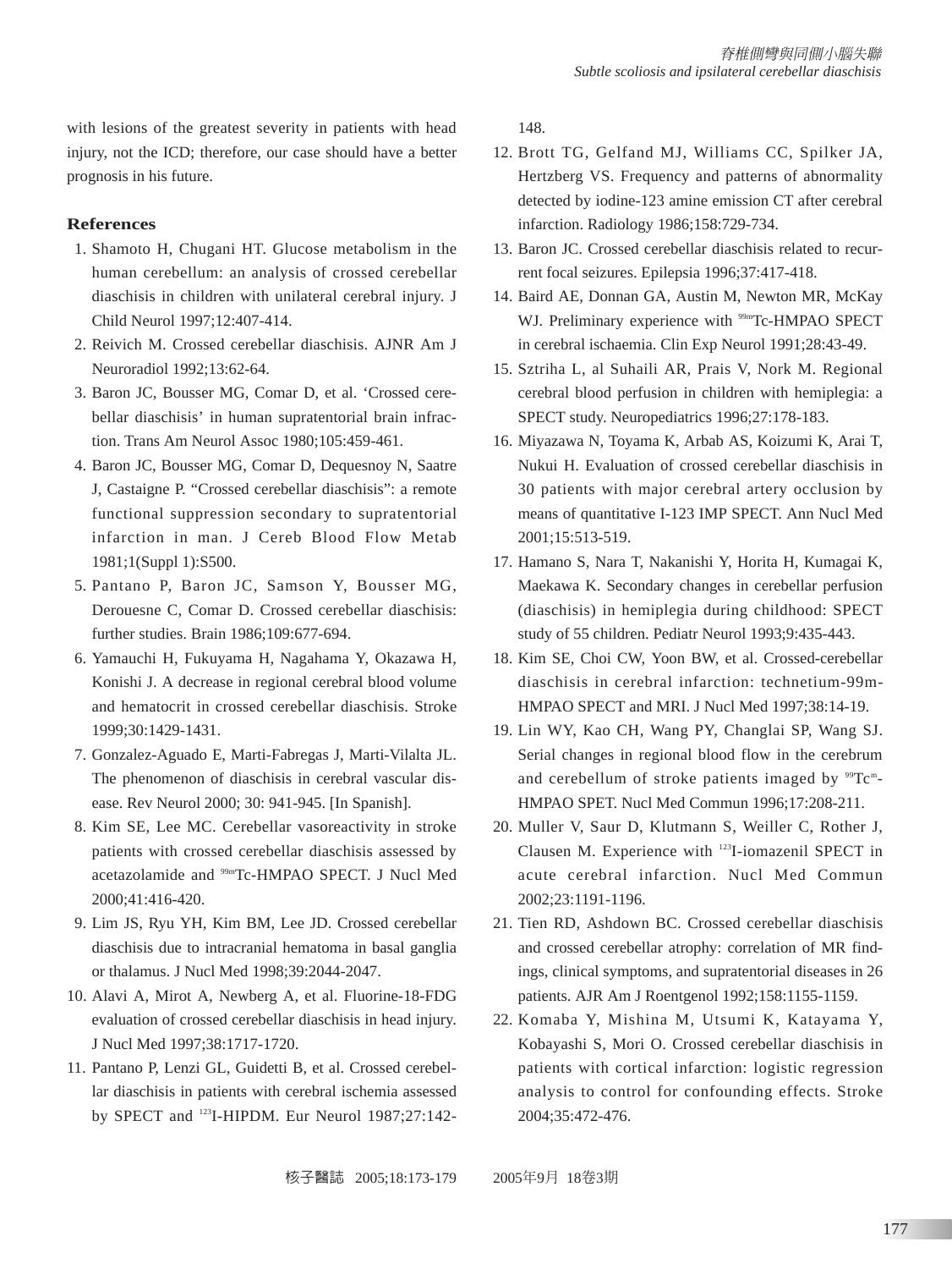with lesions of the greatest severity in patients with head injury, not the ICD; therefore, our case should have a better prognosis in his future.

## References

1. Shamoto H, Chugani HT. Glucose metabolism in the human cerebellum: an analysis of crossed cerebellar diaschisis in children with unilateral cerebral injury. J Child Neurol 1997;12:407-414.
2. Reivich M. Crossed cerebellar diaschisis. AJNR Am J Neuroradiol 1992;13:62-64.
3. Baron JC, Bousser MG, Comar D, et al. 'Crossed cerebellar diaschisis' in human supratentorial brain infraction. Trans Am Neurol Assoc 1980;105:459-461.
4. Baron JC, Bousser MG, Comar D, Dequesnoy N, Saatre J, Castaigne P. "Crossed cerebellar diaschisis": a remote functional suppression secondary to supratentorial infarction in man. J Cereb Blood Flow Metab 1981;1(Suppl 1):S500.
5. Pantano P, Baron JC, Samson Y, Bousser MG, Derouesne C, Comar D. Crossed cerebellar diaschisis: further studies. Brain 1986;109:677-694.
6. Yamauchi H, Fukuyama H, Nagahama Y, Okazawa H, Konishi J. A decrease in regional cerebral blood volume and hematocrit in crossed cerebellar diaschisis. Stroke 1999;30:1429-1431.
7. Gonzalez-Aguado E, Marti-Fabregas J, Marti-Vilalta JL. The phenomenon of diaschisis in cerebral vascular disease. Rev Neurol 2000; 30: 941-945. [In Spanish].
8. Kim SE, Lee MC. Cerebellar vasoreactivity in stroke patients with crossed cerebellar diaschisis assessed by acetazolamide and $^{99m}$Tc-HMPAO SPECT. J Nucl Med 2000;41:416-420.
9. Lim JS, Ryu YH, Kim BM, Lee JD. Crossed cerebellar diaschisis due to intracranial hematoma in basal ganglia or thalamus. J Nucl Med 1998;39:2044-2047.
10. Alavi A, Mirot A, Newberg A, et al. Fluorine-18-FDG evaluation of crossed cerebellar diaschisis in head injury. J Nucl Med 1997;38:1717-1720.
11. Pantano P, Lenzi GL, Guidetti B, et al. Crossed cerebellar diaschisis in patients with cerebral ischemia assessed by SPECT and $^{123}$I-HIPDM. Eur Neurol 1987;27:142-148.
12. Brott TG, Gelfand MJ, Williams CC, Spilker JA, Hertzberg VS. Frequency and patterns of abnormality detected by iodine-123 amine emission CT after cerebral infarction. Radiology 1986;158:729-734.
13. Baron JC. Crossed cerebellar diaschisis related to recurrent focal seizures. Epilepsia 1996;37:417-418.
14. Baird AE, Donnan GA, Austin M, Newton MR, McKay WJ. Preliminary experience with $^{99m}$Tc-HMPAO SPECT in cerebral ischaemia. Clin Exp Neurol 1991;28:43-49.
15. Sztriha L, al Suhaili AR, Prais V, Nork M. Regional cerebral blood perfusion in children with hemiplegia: a SPECT study. Neuropediatrics 1996;27:178-183.
16. Miyazawa N, Toyama K, Arbab AS, Koizumi K, Arai T, Nukui H. Evaluation of crossed cerebellar diaschisis in 30 patients with major cerebral artery occlusion by means of quantitative I-123 IMP SPECT. Ann Nucl Med 2001;15:513-519.
17. Hamano S, Nara T, Nakanishi Y, Horita H, Kumagai K, Maekawa K. Secondary changes in cerebellar perfusion (diaschisis) in hemiplegia during childhood: SPECT study of 55 children. Pediatr Neurol 1993;9:435-443.
18. Kim SE, Choi CW, Yoon BW, et al. Crossed-cerebellar diaschisis in cerebral infarction: technetium-99m-HMPAO SPECT and MRI. J Nucl Med 1997;38:14-19.
19. Lin WY, Kao CH, Wang PY, Changlai SP, Wang SJ. Serial changes in regional blood flow in the cerebrum and cerebellum of stroke patients imaged by $^{99}$Tc$^{m}$-HMPAO SPET. Nucl Med Commun 1996;17:208-211.
20. Muller V, Saur D, Klutmann S, Weiller C, Rother J, Clausen M. Experience with $^{123}$I-iomazenil SPECT in acute cerebral infarction. Nucl Med Commun 2002;23:1191-1196.
21. Tien RD, Ashdown BC. Crossed cerebellar diaschisis and crossed cerebellar atrophy: correlation of MR findings, clinical symptoms, and supratentorial diseases in 26 patients. AJR Am J Roentgenol 1992;158:1155-1159.
22. Komaba Y, Mishina M, Utsumi K, Katayama Y, Kobayashi S, Mori O. Crossed cerebellar diaschisis in patients with cortical infarction: logistic regression analysis to control for confounding effects. Stroke 2004;35:472-476.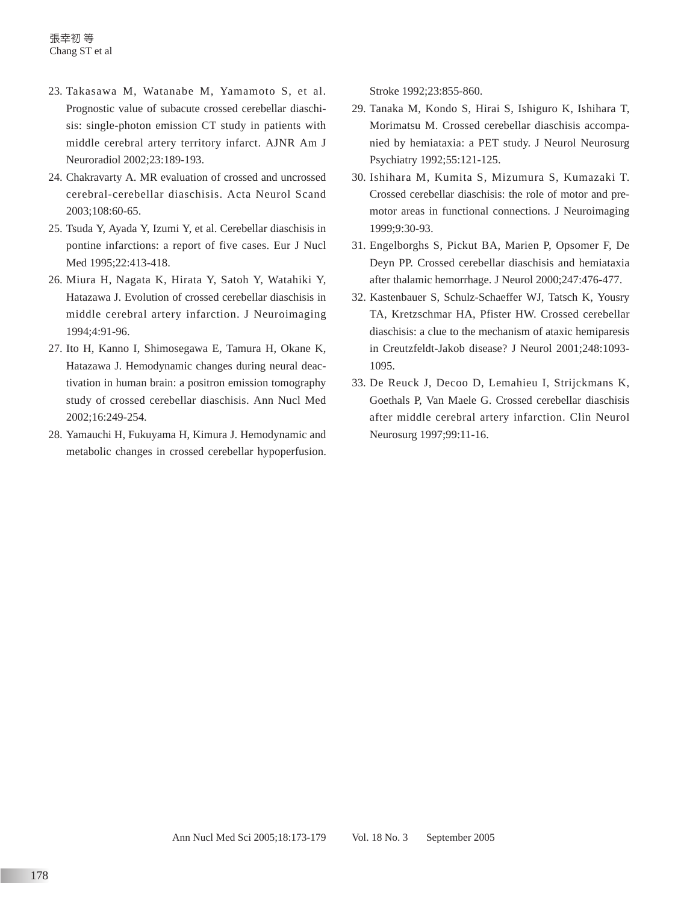23. Takasawa M, Watanabe M, Yamamoto S, et al. Prognostic value of subacute crossed cerebellar diaschisis: single-photon emission CT study in patients with middle cerebral artery territory infarct. AJNR Am J Neuroradiol 2002;23:189-193.
24. Chakravarty A. MR evaluation of crossed and uncrossed cerebral-cerebellar diaschisis. Acta Neurol Scand 2003;108:60-65.
25. Tsuda Y, Ayada Y, Izumi Y, et al. Cerebellar diaschisis in pontine infarctions: a report of five cases. Eur J Nucl Med 1995;22:413-418.
26. Miura H, Nagata K, Hirata Y, Satoh Y, Watahiki Y, Hatazawa J. Evolution of crossed cerebellar diaschisis in middle cerebral artery infarction. J Neuroimaging 1994;4:91-96.
27. Ito H, Kanno I, Shimosegawa E, Tamura H, Okane K, Hatazawa J. Hemodynamic changes during neural deactivation in human brain: a positron emission tomography study of crossed cerebellar diaschisis. Ann Nucl Med 2002;16:249-254.
28. Yamauchi H, Fukuyama H, Kimura J. Hemodynamic and metabolic changes in crossed cerebellar hypoperfusion. Stroke 1992;23:855-860.
29. Tanaka M, Kondo S, Hirai S, Ishiguro K, Ishihara T, Morimatsu M. Crossed cerebellar diaschisis accompanied by hemiataxia: a PET study. J Neurol Neurosurg Psychiatry 1992;55:121-125.
30. Ishihara M, Kumita S, Mizumura S, Kumazaki T. Crossed cerebellar diaschisis: the role of motor and premotor areas in functional connections. J Neuroimaging 1999;9:30-93.
31. Engelborghs S, Pickut BA, Marien P, Opsomer F, De Deyn PP. Crossed cerebellar diaschisis and hemiataxia after thalamic hemorrhage. J Neurol 2000;247:476-477.
32. Kastenbauer S, Schulz-Schaeffer WJ, Tatsch K, Yousry TA, Kretzschmar HA, Pfister HW. Crossed cerebellar diaschisis: a clue to the mechanism of ataxic hemiparesis in Creutzfeldt-Jakob disease? J Neurol 2001;248:1093-1095.
33. De Reuck J, Decoo D, Lemahieu I, Strijckmans K, Goethals P, Van Maele G. Crossed cerebellar diaschisis after middle cerebral artery infarction. Clin Neurol Neurosurg 1997;99:11-16.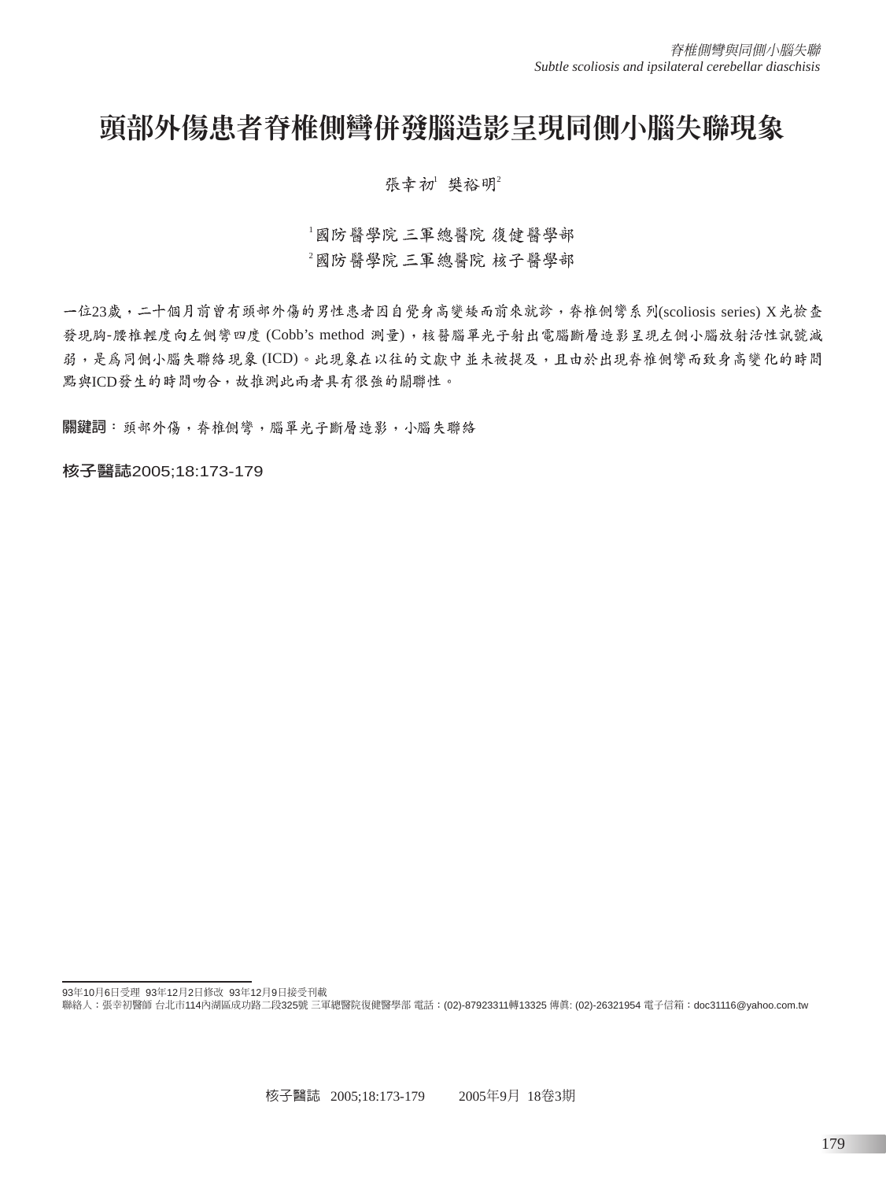# 頭部外傷患者脊椎側彎併發腦造影呈現同側小腦失聯現象

張幸初[1] 樊裕明[2]

[1]國防醫學院 三軍總醫院 復健醫學部

[2]國防醫學院 三軍總醫院 核子醫學部

一位23歲，二十個月前曾有頭部外傷的男性患者因自覺身高變矮而前來就診，脊椎側彎系列(scoliosis series) X光檢查發現胸-腰椎輕度向左側彎四度 (Cobb's method 測量)，核醫腦單光子射出電腦斷層造影呈現左側小腦放射活性訊號減弱，是爲同側小腦失聯絡現象 (ICD)。此現象在以往的文獻中並未被提及，且由於出現脊椎側彎而致身高變化的時間點與ICD發生的時間吻合，故推測此兩者具有很強的關聯性。

**關鍵詞**：頭部外傷，脊椎側彎，腦單光子斷層造影，小腦失聯絡

**核子醫誌**2005;18:173-179

93年10月6日受理 93年12月2日修改 93年12月9日接受刊載

聯絡人：張幸初醫師 台北市114內湖區成功路二段325號 三軍總醫院復健醫學部 電話：(02)-87923311轉13325 傳眞: (02)-26321954 電子信箱：doc31116@yahoo.com.tw